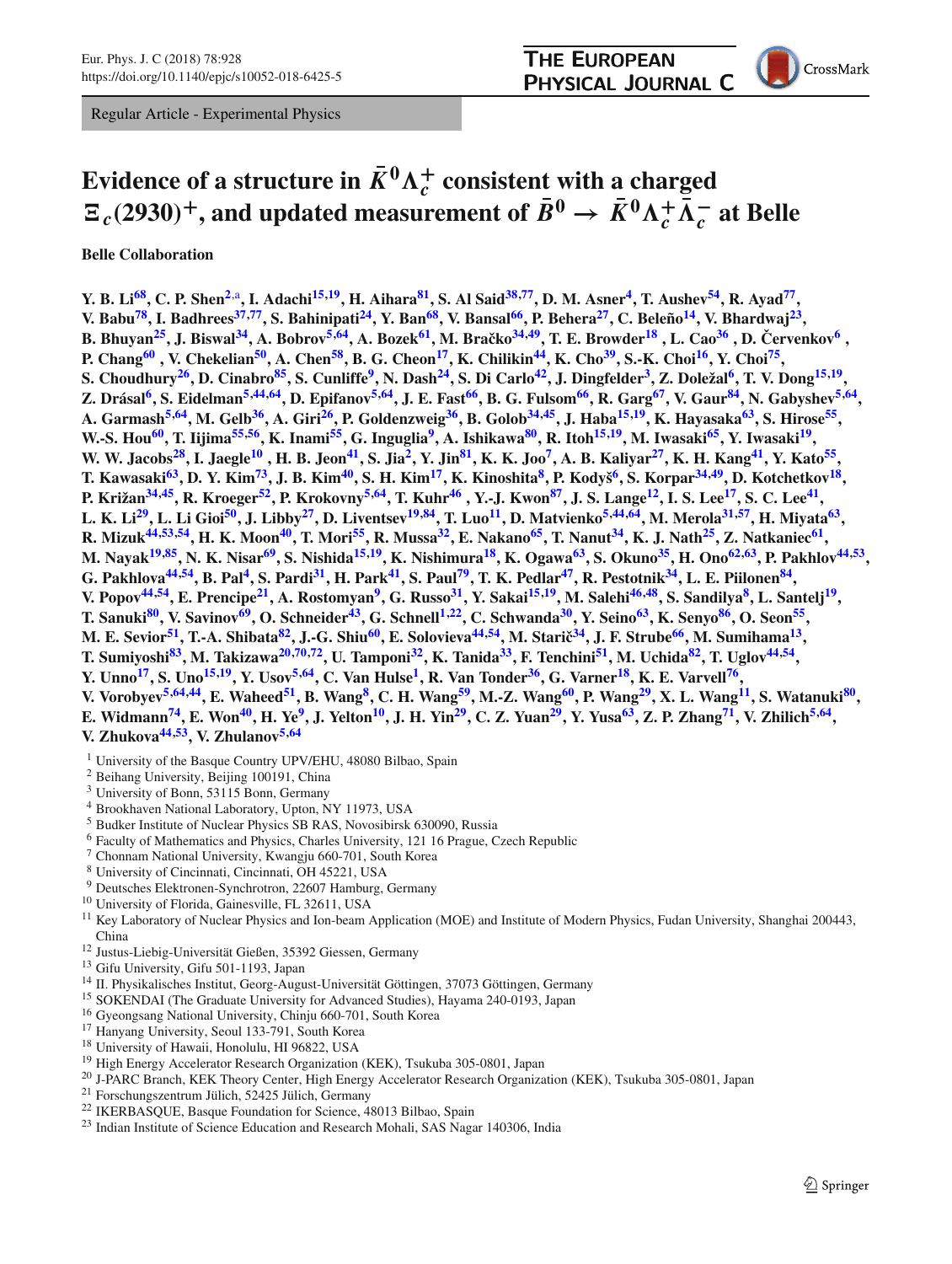Regular Article - Experimental Physics

# Evidence of a structure in $\bar{K}^0\Lambda_c^+$ consistent with a charged $\Xi_c(2930)^+$, and updated measurement of $\bar{B}^0 \to \bar{K}^0\Lambda_c^+\bar{\Lambda}_c^-$ at Belle

**Belle Collaboration**

**Y. B. Li[68], C. P. Shen[2,a], I. Adachi[15,19], H. Aihara[81], S. Al Said[38,77], D. M. Asner[4], T. Aushev[54], R. Ayad[77], V. Babu[78], I. Badhrees[37,77], S. Bahinipati[24], Y. Ban[68], V. Bansal[66], P. Behera[27], C. Beleño[14], V. Bhardwaj[23], B. Bhuyan[25], J. Biswal[34], A. Bobrov[5,64], A. Bozek[61], M. Bračko[34,49], T. E. Browder[18], L. Cao[36], D. Červenkov[6], P. Chang[60], V. Chekelian[50], A. Chen[58], B. G. Cheon[17], K. Chilikin[44], K. Cho[39], S.-K. Choi[16], Y. Choi[75], S. Choudhury[26], D. Cinabro[85], S. Cunliffe[9], N. Dash[24], S. Di Carlo[42], J. Dingfelder[3], Z. Doležal[6], T. V. Dong[15,19], Z. Drásal[6], S. Eidelman[5,44,64], D. Epifanov[5,64], J. E. Fast[66], B. G. Fulsom[66], R. Garg[67], V. Gaur[84], N. Gabyshev[5,64], A. Garmash[5,64], M. Gelb[36], A. Giri[26], P. Goldenzweig[36], B. Golob[34,45], J. Haba[15,19], K. Hayasaka[63], S. Hirose[55], W.-S. Hou[60], T. Iijima[55,56], K. Inami[55], G. Inguglia[9], A. Ishikawa[80], R. Itoh[15,19], M. Iwasaki[65], Y. Iwasaki[19], W. W. Jacobs[28], I. Jaegle[10], H. B. Jeon[41], S. Jia[2], Y. Jin[81], K. K. Joo[7], A. B. Kaliyar[27], K. H. Kang[41], Y. Kato[55], T. Kawasaki[63], D. Y. Kim[73], J. B. Kim[40], S. H. Kim[17], K. Kinoshita[8], P. Kodyš[6], S. Korpar[34,49], D. Kotchetkov[18], P. Križan[34,45], R. Kroeger[52], P. Krokovny[5,64], T. Kuhr[46], Y.-J. Kwon[87], J. S. Lange[12], I. S. Lee[17], S. C. Lee[41], L. K. Li[29], L. Li Gioi[50], J. Libby[27], D. Liventsev[19,84], T. Luo[11], D. Matvienko[5,44,64], M. Merola[31,57], H. Miyata[63], R. Mizuk[44,53,54], H. K. Moon[40], T. Mori[55], R. Mussa[32], E. Nakano[65], T. Nanut[34], K. J. Nath[25], Z. Natkaniec[61], M. Nayak[19,85], N. K. Nisar[69], S. Nishida[15,19], K. Nishimura[18], K. Ogawa[63], S. Okuno[35], H. Ono[62,63], P. Pakhlov[44,53], G. Pakhlova[44,54], B. Pal[4], S. Pardi[31], H. Park[41], S. Paul[79], T. K. Pedlar[47], R. Pestotnik[34], L. E. Piilonen[84], V. Popov[44,54], E. Prencipe[21], A. Rostomyan[9], G. Russo[31], Y. Sakai[15,19], M. Salehi[46,48], S. Sandilya[8], L. Santelj[19], T. Sanuki[80], V. Savinov[69], O. Schneider[43], G. Schnell[1,22], C. Schwanda[30], Y. Seino[63], K. Senyo[86], O. Seon[55], M. E. Sevior[51], T.-A. Shibata[82], J.-G. Shiu[60], E. Solovieva[44,54], M. Starič[34], J. F. Strube[66], M. Sumihama[13], T. Sumiyoshi[83], M. Takizawa[20,70,72], U. Tamponi[32], K. Tanida[33], F. Tenchini[51], M. Uchida[82], T. Uglov[44,54], Y. Unno[17], S. Uno[15,19], Y. Usov[5,64], C. Van Hulse[1], R. Van Tonder[36], G. Varner[18], K. E. Varvell[76], V. Vorobyev[5,64,44], E. Waheed[51], B. Wang[8], C. H. Wang[59], M.-Z. Wang[60], P. Wang[29], X. L. Wang[11], S. Watanuki[80], E. Widmann[74], E. Won[40], H. Ye[9], J. Yelton[10], J. H. Yin[29], C. Z. Yuan[29], Y. Yusa[63], Z. P. Zhang[71], V. Zhilich[5,64], V. Zhukova[44,53], V. Zhulanov[5,64]**

[1] University of the Basque Country UPV/EHU, 48080 Bilbao, Spain
[2] Beihang University, Beijing 100191, China
[3] University of Bonn, 53115 Bonn, Germany
[4] Brookhaven National Laboratory, Upton, NY 11973, USA
[5] Budker Institute of Nuclear Physics SB RAS, Novosibirsk 630090, Russia
[6] Faculty of Mathematics and Physics, Charles University, 121 16 Prague, Czech Republic
[7] Chonnam National University, Kwangju 660-701, South Korea
[8] University of Cincinnati, Cincinnati, OH 45221, USA
[9] Deutsches Elektronen-Synchrotron, 22607 Hamburg, Germany
[10] University of Florida, Gainesville, FL 32611, USA
[11] Key Laboratory of Nuclear Physics and Ion-beam Application (MOE) and Institute of Modern Physics, Fudan University, Shanghai 200443, China
[12] Justus-Liebig-Universität Gießen, 35392 Giessen, Germany
[13] Gifu University, Gifu 501-1193, Japan
[14] II. Physikalisches Institut, Georg-August-Universität Göttingen, 37073 Göttingen, Germany
[15] SOKENDAI (The Graduate University for Advanced Studies), Hayama 240-0193, Japan
[16] Gyeongsang National University, Chinju 660-701, South Korea
[17] Hanyang University, Seoul 133-791, South Korea
[18] University of Hawaii, Honolulu, HI 96822, USA
[19] High Energy Accelerator Research Organization (KEK), Tsukuba 305-0801, Japan
[20] J-PARC Branch, KEK Theory Center, High Energy Accelerator Research Organization (KEK), Tsukuba 305-0801, Japan
[21] Forschungszentrum Jülich, 52425 Jülich, Germany
[22] IKERBASQUE, Basque Foundation for Science, 48013 Bilbao, Spain
[23] Indian Institute of Science Education and Research Mohali, SAS Nagar 140306, India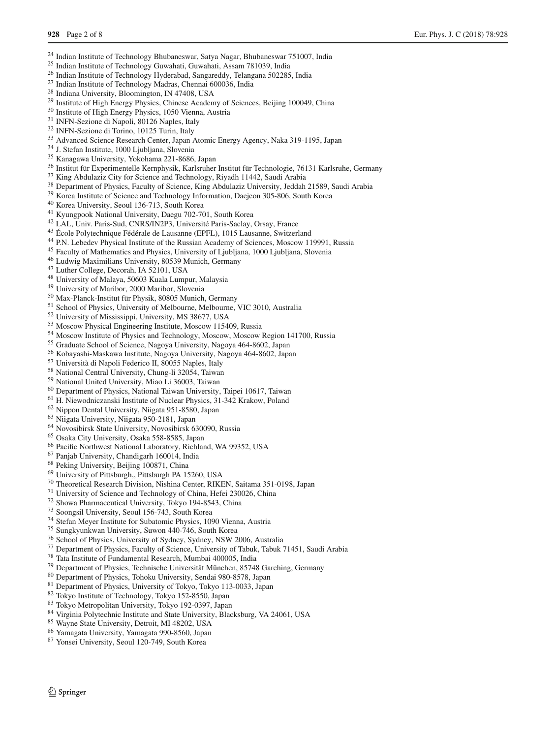[24] Indian Institute of Technology Bhubaneswar, Satya Nagar, Bhubaneswar 751007, India
[25] Indian Institute of Technology Guwahati, Guwahati, Assam 781039, India
[26] Indian Institute of Technology Hyderabad, Sangareddy, Telangana 502285, India
[27] Indian Institute of Technology Madras, Chennai 600036, India
[28] Indiana University, Bloomington, IN 47408, USA
[29] Institute of High Energy Physics, Chinese Academy of Sciences, Beijing 100049, China
[30] Institute of High Energy Physics, 1050 Vienna, Austria
[31] INFN-Sezione di Napoli, 80126 Naples, Italy
[32] INFN-Sezione di Torino, 10125 Turin, Italy
[33] Advanced Science Research Center, Japan Atomic Energy Agency, Naka 319-1195, Japan
[34] J. Stefan Institute, 1000 Ljubljana, Slovenia
[35] Kanagawa University, Yokohama 221-8686, Japan
[36] Institut für Experimentelle Kernphysik, Karlsruher Institut für Technologie, 76131 Karlsruhe, Germany
[37] King Abdulaziz City for Science and Technology, Riyadh 11442, Saudi Arabia
[38] Department of Physics, Faculty of Science, King Abdulaziz University, Jeddah 21589, Saudi Arabia
[39] Korea Institute of Science and Technology Information, Daejeon 305-806, South Korea
[40] Korea University, Seoul 136-713, South Korea
[41] Kyungpook National University, Daegu 702-701, South Korea
[42] LAL, Univ. Paris-Sud, CNRS/IN2P3, Université Paris-Saclay, Orsay, France
[43] École Polytechnique Fédérale de Lausanne (EPFL), 1015 Lausanne, Switzerland
[44] P.N. Lebedev Physical Institute of the Russian Academy of Sciences, Moscow 119991, Russia
[45] Faculty of Mathematics and Physics, University of Ljubljana, 1000 Ljubljana, Slovenia
[46] Ludwig Maximilians University, 80539 Munich, Germany
[47] Luther College, Decorah, IA 52101, USA
[48] University of Malaya, 50603 Kuala Lumpur, Malaysia
[49] University of Maribor, 2000 Maribor, Slovenia
[50] Max-Planck-Institut für Physik, 80805 Munich, Germany
[51] School of Physics, University of Melbourne, Melbourne, VIC 3010, Australia
[52] University of Mississippi, University, MS 38677, USA
[53] Moscow Physical Engineering Institute, Moscow 115409, Russia
[54] Moscow Institute of Physics and Technology, Moscow, Moscow Region 141700, Russia
[55] Graduate School of Science, Nagoya University, Nagoya 464-8602, Japan
[56] Kobayashi-Maskawa Institute, Nagoya University, Nagoya 464-8602, Japan
[57] Università di Napoli Federico II, 80055 Naples, Italy
[58] National Central University, Chung-li 32054, Taiwan
[59] National United University, Miao Li 36003, Taiwan
[60] Department of Physics, National Taiwan University, Taipei 10617, Taiwan
[61] H. Niewodniczanski Institute of Nuclear Physics, 31-342 Krakow, Poland
[62] Nippon Dental University, Niigata 951-8580, Japan
[63] Niigata University, Niigata 950-2181, Japan
[64] Novosibirsk State University, Novosibirsk 630090, Russia
[65] Osaka City University, Osaka 558-8585, Japan
[66] Pacific Northwest National Laboratory, Richland, WA 99352, USA
[67] Panjab University, Chandigarh 160014, India
[68] Peking University, Beijing 100871, China
[69] University of Pittsburgh,, Pittsburgh PA 15260, USA
[70] Theoretical Research Division, Nishina Center, RIKEN, Saitama 351-0198, Japan
[71] University of Science and Technology of China, Hefei 230026, China
[72] Showa Pharmaceutical University, Tokyo 194-8543, China
[73] Soongsil University, Seoul 156-743, South Korea
[74] Stefan Meyer Institute for Subatomic Physics, 1090 Vienna, Austria
[75] Sungkyunkwan University, Suwon 440-746, South Korea
[76] School of Physics, University of Sydney, Sydney, NSW 2006, Australia
[77] Department of Physics, Faculty of Science, University of Tabuk, Tabuk 71451, Saudi Arabia
[78] Tata Institute of Fundamental Research, Mumbai 400005, India
[79] Department of Physics, Technische Universität München, 85748 Garching, Germany
[80] Department of Physics, Tohoku University, Sendai 980-8578, Japan
[81] Department of Physics, University of Tokyo, Tokyo 113-0033, Japan
[82] Tokyo Institute of Technology, Tokyo 152-8550, Japan
[83] Tokyo Metropolitan University, Tokyo 192-0397, Japan
[84] Virginia Polytechnic Institute and State University, Blacksburg, VA 24061, USA
[85] Wayne State University, Detroit, MI 48202, USA
[86] Yamagata University, Yamagata 990-8560, Japan
[87] Yonsei University, Seoul 120-749, South Korea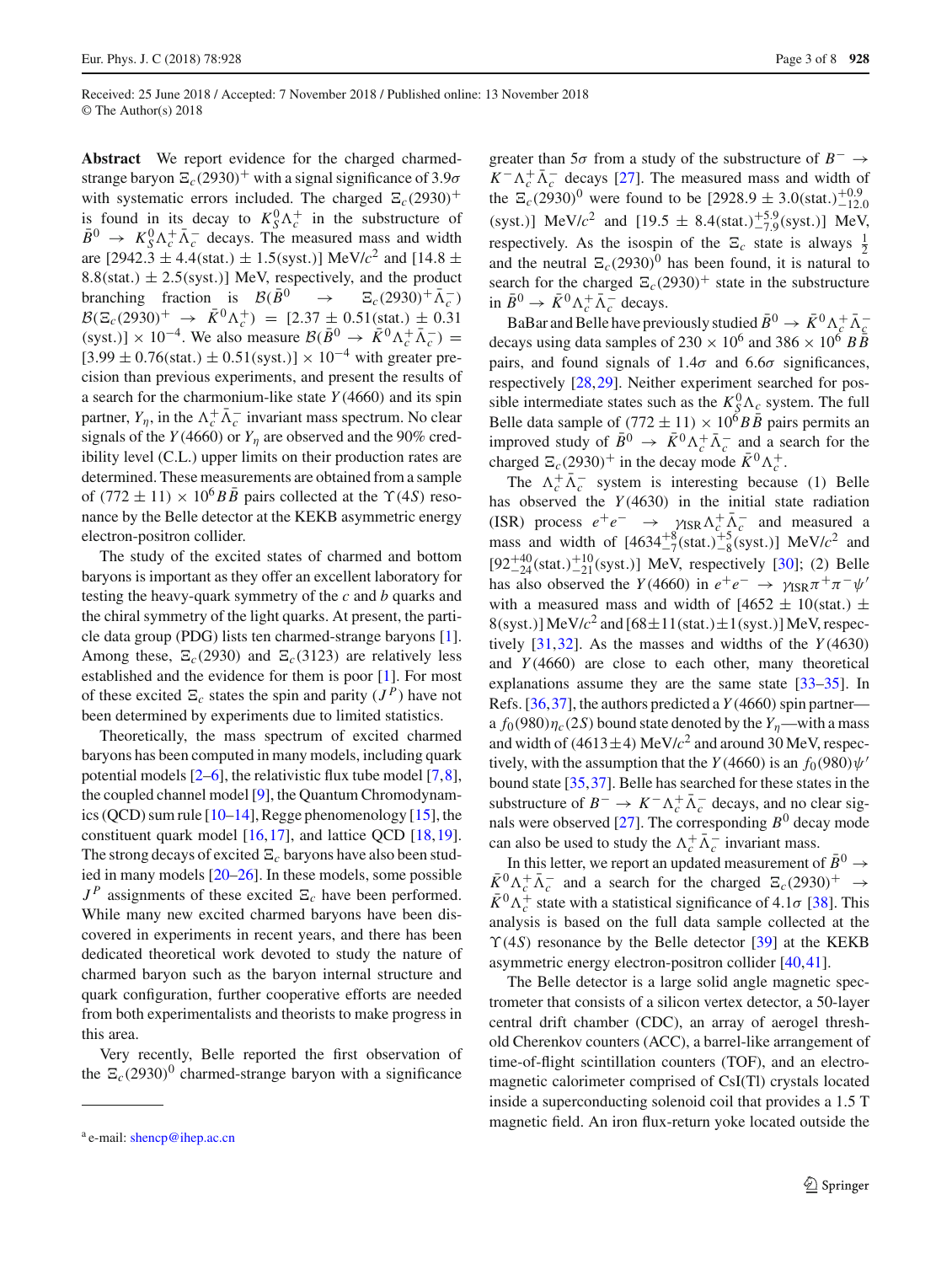Received: 25 June 2018 / Accepted: 7 November 2018 / Published online: 13 November 2018
© The Author(s) 2018

**Abstract** We report evidence for the charged charmed-strange baryon $\Xi_c(2930)^+$ with a signal significance of 3.9$\sigma$ with systematic errors included. The charged $\Xi_c(2930)^+$ is found in its decay to $K_S^0\Lambda_c^+$ in the substructure of $\bar{B}^0 \to K_S^0\Lambda_c^+\bar{\Lambda}_c^-$ decays. The measured mass and width are $[2942.3 \pm 4.4(\text{stat.}) \pm 1.5(\text{syst.})]$ MeV/$c^2$ and $[14.8 \pm 8.8(\text{stat.}) \pm 2.5(\text{syst.})]$ MeV, respectively, and the product branching fraction is $\mathcal{B}(\bar{B}^0 \to \Xi_c(2930)^+\bar{\Lambda}_c^-)\mathcal{B}(\Xi_c(2930)^+ \to \bar{K}^0\Lambda_c^+) = [2.37 \pm 0.51(\text{stat.}) \pm 0.31(\text{syst.})] \times 10^{-4}$. We also measure $\mathcal{B}(\bar{B}^0 \to \bar{K}^0\Lambda_c^+\bar{\Lambda}_c^-) = [3.99 \pm 0.76(\text{stat.}) \pm 0.51(\text{syst.})] \times 10^{-4}$ with greater precision than previous experiments, and present the results of a search for the charmonium-like state $Y(4660)$ and its spin partner, $Y_\eta$, in the $\Lambda_c^+\bar{\Lambda}_c^-$ invariant mass spectrum. No clear signals of the $Y(4660)$ or $Y_\eta$ are observed and the 90% credibility level (C.L.) upper limits on their production rates are determined. These measurements are obtained from a sample of $(772 \pm 11) \times 10^6 B\bar{B}$ pairs collected at the $\Upsilon(4S)$ resonance by the Belle detector at the KEKB asymmetric energy electron-positron collider.

The study of the excited states of charmed and bottom baryons is important as they offer an excellent laboratory for testing the heavy-quark symmetry of the $c$ and $b$ quarks and the chiral symmetry of the light quarks. At present, the particle data group (PDG) lists ten charmed-strange baryons [1]. Among these, $\Xi_c(2930)$ and $\Xi_c(3123)$ are relatively less established and the evidence for them is poor [1]. For most of these excited $\Xi_c$ states the spin and parity ($J^P$) have not been determined by experiments due to limited statistics.

Theoretically, the mass spectrum of excited charmed baryons has been computed in many models, including quark potential models [2–6], the relativistic flux tube model [7,8], the coupled channel model [9], the Quantum Chromodynamics (QCD) sum rule [10–14], Regge phenomenology [15], the constituent quark model [16,17], and lattice QCD [18,19]. The strong decays of excited $\Xi_c$ baryons have also been studied in many models [20–26]. In these models, some possible $J^P$ assignments of these excited $\Xi_c$ have been performed. While many new excited charmed baryons have been discovered in experiments in recent years, and there has been dedicated theoretical work devoted to study the nature of charmed baryon such as the baryon internal structure and quark configuration, further cooperative efforts are needed from both experimentalists and theorists to make progress in this area.

Very recently, Belle reported the first observation of the $\Xi_c(2930)^0$ charmed-strange baryon with a significance greater than 5$\sigma$ from a study of the substructure of $B^- \to K^-\Lambda_c^+\bar{\Lambda}_c^-$ decays [27]. The measured mass and width of the $\Xi_c(2930)^0$ were found to be $[2928.9 \pm 3.0(\text{stat.})^{+0.9}_{-12.0}(\text{syst.})]$ MeV/$c^2$ and $[19.5 \pm 8.4(\text{stat.})^{+5.9}_{-7.9}(\text{syst.})]$ MeV, respectively. As the isospin of the $\Xi_c$ state is always $\frac{1}{2}$ and the neutral $\Xi_c(2930)^0$ has been found, it is natural to search for the charged $\Xi_c(2930)^+$ state in the substructure in $\bar{B}^0 \to \bar{K}^0\Lambda_c^+\bar{\Lambda}_c^-$ decays.

BaBar and Belle have previously studied $\bar{B}^0 \to \bar{K}^0\Lambda_c^+\bar{\Lambda}_c^-$ decays using data samples of $230 \times 10^6$ and $386 \times 10^6$ $B\bar{B}$ pairs, and found signals of 1.4$\sigma$ and 6.6$\sigma$ significances, respectively [28,29]. Neither experiment searched for possible intermediate states such as the $K_S^0\Lambda_c$ system. The full Belle data sample of $(772 \pm 11) \times 10^6 B\bar{B}$ pairs permits an improved study of $\bar{B}^0 \to \bar{K}^0\Lambda_c^+\bar{\Lambda}_c^-$ and a search for the charged $\Xi_c(2930)^+$ in the decay mode $\bar{K}^0\Lambda_c^+$.

The $\Lambda_c^+\bar{\Lambda}_c^-$ system is interesting because (1) Belle has observed the $Y(4630)$ in the initial state radiation (ISR) process $e^+e^- \to \gamma_{\text{ISR}}\Lambda_c^+\bar{\Lambda}_c^-$ and measured a mass and width of $[4634^{+8}_{-7}(\text{stat.})^{+5}_{-8}(\text{syst.})]$ MeV/$c^2$ and $[92^{+40}_{-24}(\text{stat.})^{+10}_{-21}(\text{syst.})]$ MeV, respectively [30]; (2) Belle has also observed the $Y(4660)$ in $e^+e^- \to \gamma_{\text{ISR}}\pi^+\pi^-\psi'$ with a measured mass and width of $[4652 \pm 10(\text{stat.}) \pm 8(\text{syst.})]$ MeV/$c^2$ and $[68 \pm 11(\text{stat.}) \pm 1(\text{syst.})]$ MeV, respectively [31,32]. As the masses and widths of the $Y(4630)$ and $Y(4660)$ are close to each other, many theoretical explanations assume they are the same state [33–35]. In Refs. [36,37], the authors predicted a $Y(4660)$ spin partner—a $f_0(980)\eta_c(2S)$ bound state denoted by the $Y_\eta$—with a mass and width of $(4613 \pm 4)$ MeV/$c^2$ and around 30 MeV, respectively, with the assumption that the $Y(4660)$ is an $f_0(980)\psi'$ bound state [35,37]. Belle has searched for these states in the substructure of $B^- \to K^-\Lambda_c^+\bar{\Lambda}_c^-$ decays, and no clear signals were observed [27]. The corresponding $B^0$ decay mode can also be used to study the $\Lambda_c^+\bar{\Lambda}_c^-$ invariant mass.

In this letter, we report an updated measurement of $\bar{B}^0 \to \bar{K}^0\Lambda_c^+\bar{\Lambda}_c^-$ and a search for the charged $\Xi_c(2930)^+ \to \bar{K}^0\Lambda_c^+$ state with a statistical significance of 4.1$\sigma$ [38]. This analysis is based on the full data sample collected at the $\Upsilon(4S)$ resonance by the Belle detector [39] at the KEKB asymmetric energy electron-positron collider [40,41].

The Belle detector is a large solid angle magnetic spectrometer that consists of a silicon vertex detector, a 50-layer central drift chamber (CDC), an array of aerogel threshold Cherenkov counters (ACC), a barrel-like arrangement of time-of-flight scintillation counters (TOF), and an electromagnetic calorimeter comprised of CsI(Tl) crystals located inside a superconducting solenoid coil that provides a 1.5 T magnetic field. An iron flux-return yoke located outside the

[a] e-mail: shencp@ihep.ac.cn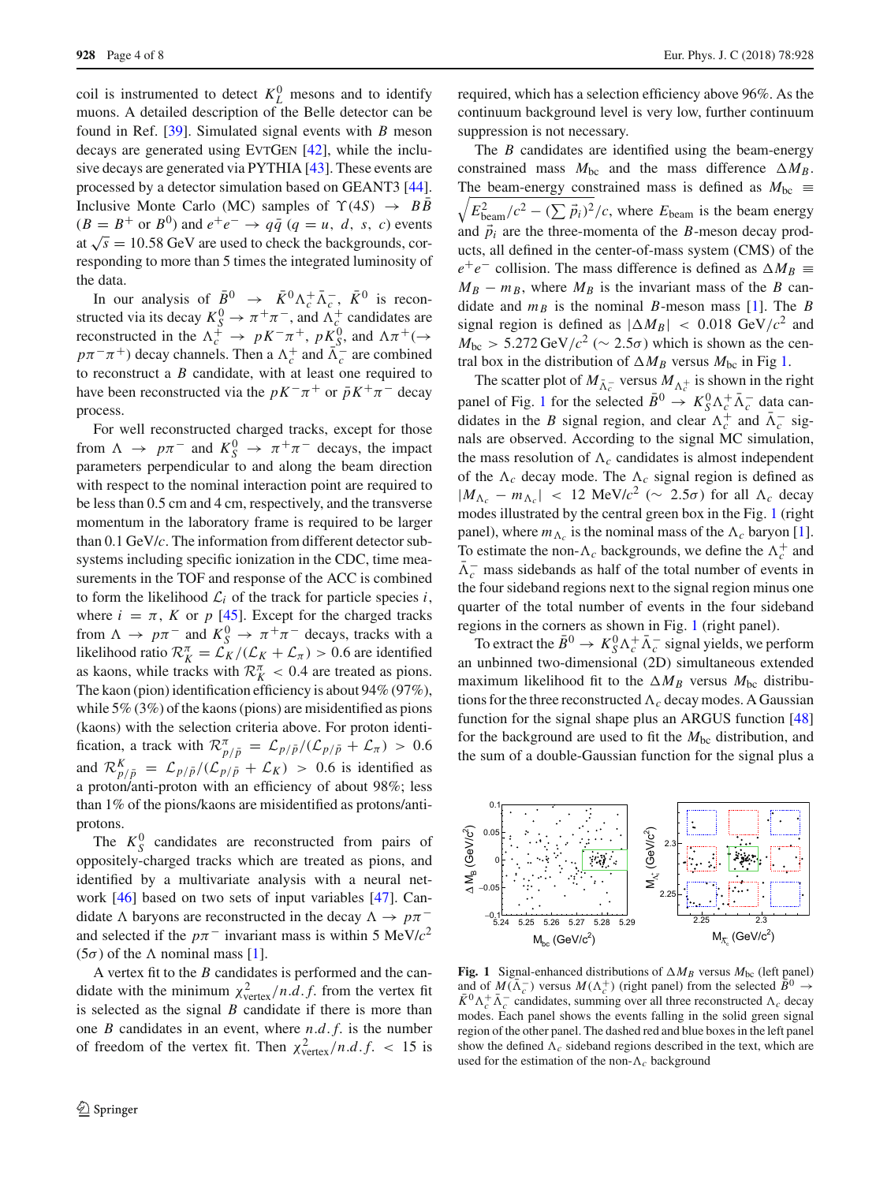coil is instrumented to detect $K_L^0$ mesons and to identify muons. A detailed description of the Belle detector can be found in Ref. [39]. Simulated signal events with $B$ meson decays are generated using EvtGen [42], while the inclusive decays are generated via PYTHIA [43]. These events are processed by a detector simulation based on GEANT3 [44]. Inclusive Monte Carlo (MC) samples of $\Upsilon(4S) \to B\bar{B}$ ($B = B^+$ or $B^0$) and $e^+e^- \to q\bar{q}$ ($q = u, d, s, c$) events at $\sqrt{s} = 10.58$ GeV are used to check the backgrounds, corresponding to more than 5 times the integrated luminosity of the data.

In our analysis of $\bar{B}^0 \to \bar{K}^0\Lambda_c^+\bar{\Lambda}_c^-$, $\bar{K}^0$ is reconstructed via its decay $K_S^0 \to \pi^+\pi^-$, and $\Lambda_c^+$ candidates are reconstructed in the $\Lambda_c^+ \to pK^-\pi^+$, $pK_S^0$, and $\Lambda\pi^+(\to p\pi^-\pi^+)$ decay channels. Then a $\Lambda_c^+$ and $\bar{\Lambda}_c^-$ are combined to reconstruct a $B$ candidate, with at least one required to have been reconstructed via the $pK^-\pi^+$ or $\bar{p}K^+\pi^-$ decay process.

For well reconstructed charged tracks, except for those from $\Lambda \to p\pi^-$ and $K_S^0 \to \pi^+\pi^-$ decays, the impact parameters perpendicular to and along the beam direction with respect to the nominal interaction point are required to be less than 0.5 cm and 4 cm, respectively, and the transverse momentum in the laboratory frame is required to be larger than 0.1 GeV/$c$. The information from different detector subsystems including specific ionization in the CDC, time measurements in the TOF and response of the ACC is combined to form the likelihood $\mathcal{L}_i$ of the track for particle species $i$, where $i = \pi$, $K$ or $p$ [45]. Except for the charged tracks from $\Lambda \to p\pi^-$ and $K_S^0 \to \pi^+\pi^-$ decays, tracks with a likelihood ratio $\mathcal{R}_K^\pi = \mathcal{L}_K/(\mathcal{L}_K + \mathcal{L}_\pi) > 0.6$ are identified as kaons, while tracks with $\mathcal{R}_K^\pi < 0.4$ are treated as pions. The kaon (pion) identification efficiency is about 94% (97%), while 5% (3%) of the kaons (pions) are misidentified as pions (kaons) with the selection criteria above. For proton identification, a track with $\mathcal{R}_{p/\bar{p}}^\pi = \mathcal{L}_{p/\bar{p}}/(\mathcal{L}_{p/\bar{p}} + \mathcal{L}_\pi) > 0.6$ and $\mathcal{R}_{p/\bar{p}}^K = \mathcal{L}_{p/\bar{p}}/(\mathcal{L}_{p/\bar{p}} + \mathcal{L}_K) > 0.6$ is identified as a proton/anti-proton with an efficiency of about 98%; less than 1% of the pions/kaons are misidentified as protons/anti-protons.

The $K_S^0$ candidates are reconstructed from pairs of oppositely-charged tracks which are treated as pions, and identified by a multivariate analysis with a neural network [46] based on two sets of input variables [47]. Candidate $\Lambda$ baryons are reconstructed in the decay $\Lambda \to p\pi^-$ and selected if the $p\pi^-$ invariant mass is within 5 MeV/$c^2$ ($5\sigma$) of the $\Lambda$ nominal mass [1].

A vertex fit to the $B$ candidates is performed and the candidate with the minimum $\chi^2_{\text{vertex}}/n.d.f.$ from the vertex fit is selected as the signal $B$ candidate if there is more than one $B$ candidates in an event, where $n.d.f.$ is the number of freedom of the vertex fit. Then $\chi^2_{\text{vertex}}/n.d.f. < 15$ is required, which has a selection efficiency above 96%. As the continuum background level is very low, further continuum suppression is not necessary.

The $B$ candidates are identified using the beam-energy constrained mass $M_{\text{bc}}$ and the mass difference $\Delta M_B$. The beam-energy constrained mass is defined as $M_{\text{bc}} \equiv \sqrt{E_{\text{beam}}^2/c^2 - (\sum \vec{p}_i)^2}/c$, where $E_{\text{beam}}$ is the beam energy and $\vec{p}_i$ are the three-momenta of the $B$-meson decay products, all defined in the center-of-mass system (CMS) of the $e^+e^-$ collision. The mass difference is defined as $\Delta M_B \equiv M_B - m_B$, where $M_B$ is the invariant mass of the $B$ candidate and $m_B$ is the nominal $B$-meson mass [1]. The $B$ signal region is defined as $|\Delta M_B| < 0.018$ GeV/$c^2$ and $M_{\text{bc}} > 5.272$ GeV/$c^2$ ($\sim 2.5\sigma$) which is shown as the central box in the distribution of $\Delta M_B$ versus $M_{\text{bc}}$ in Fig 1.

The scatter plot of $M_{\bar{\Lambda}_c^-}$ versus $M_{\Lambda_c^+}$ is shown in the right panel of Fig. 1 for the selected $\bar{B}^0 \to K_S^0\Lambda_c^+\bar{\Lambda}_c^-$ data candidates in the $B$ signal region, and clear $\Lambda_c^+$ and $\bar{\Lambda}_c^-$ signals are observed. According to the signal MC simulation, the mass resolution of $\Lambda_c$ candidates is almost independent of the $\Lambda_c$ decay mode. The $\Lambda_c$ signal region is defined as $|M_{\Lambda_c} - m_{\Lambda_c}| < 12$ MeV/$c^2$ ($\sim 2.5\sigma$) for all $\Lambda_c$ decay modes illustrated by the central green box in the Fig. 1 (right panel), where $m_{\Lambda_c}$ is the nominal mass of the $\Lambda_c$ baryon [1]. To estimate the non-$\Lambda_c$ backgrounds, we define the $\Lambda_c^+$ and $\bar{\Lambda}_c^-$ mass sidebands as half of the total number of events in the four sideband regions next to the signal region minus one quarter of the total number of events in the four sideband regions in the corners as shown in Fig. 1 (right panel).

To extract the $\bar{B}^0 \to K_S^0\Lambda_c^+\bar{\Lambda}_c^-$ signal yields, we perform an unbinned two-dimensional (2D) simultaneous extended maximum likelihood fit to the $\Delta M_B$ versus $M_{\text{bc}}$ distributions for the three reconstructed $\Lambda_c$ decay modes. A Gaussian function for the signal shape plus an ARGUS function [48] for the background are used to fit the $M_{\text{bc}}$ distribution, and the sum of a double-Gaussian function for the signal plus a

**Fig. 1** Signal-enhanced distributions of $\Delta M_B$ versus $M_{\text{bc}}$ (left panel) and of $M(\bar{\Lambda}_c^-)$ versus $M(\Lambda_c^+)$ (right panel) from the selected $\bar{B}^0 \to \bar{K}^0\Lambda_c^+\bar{\Lambda}_c^-$ candidates, summing over all three reconstructed $\Lambda_c$ decay modes. Each panel shows the events falling in the solid green signal region of the other panel. The dashed red and blue boxes in the left panel show the defined $\Lambda_c$ sideband regions described in the text, which are used for the estimation of the non-$\Lambda_c$ background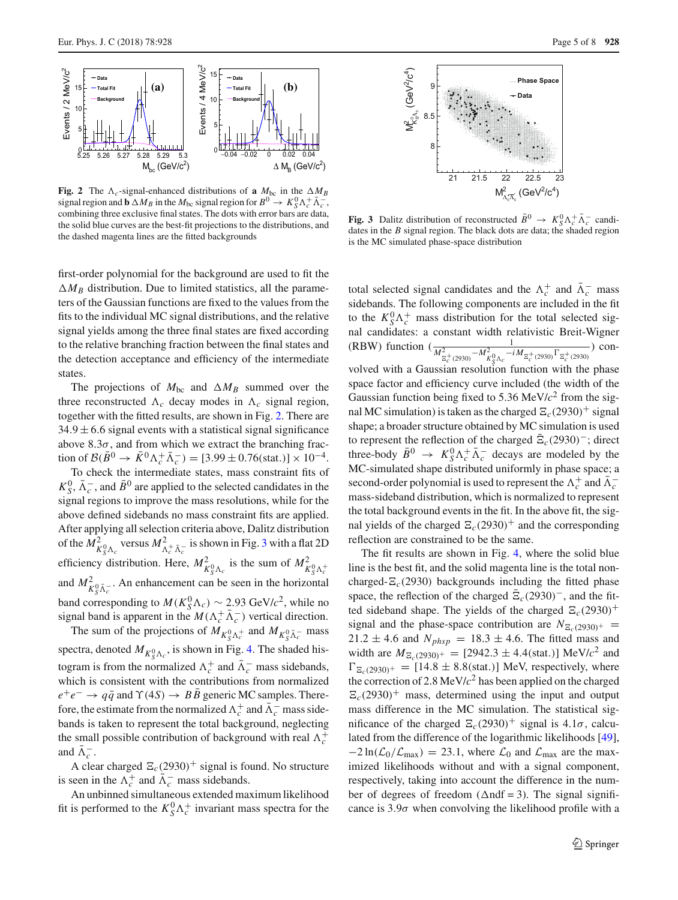**Fig. 2** The $\Lambda_c$-signal-enhanced distributions of **a** $M_{\rm bc}$ in the $\Delta M_B$ signal region and **b** $\Delta M_B$ in the $M_{\rm bc}$ signal region for $B^0 \to K_S^0 \Lambda_c^+ \bar{\Lambda}_c^-$, combining three exclusive final states. The dots with error bars are data, the solid blue curves are the best-fit projections to the distributions, and the dashed magenta lines are the fitted backgrounds

**Fig. 3** Dalitz distribution of reconstructed $\bar{B}^0 \to K_S^0 \Lambda_c^+ \bar{\Lambda}_c^-$ candidates in the $B$ signal region. The black dots are data; the shaded region is the MC simulated phase-space distribution

first-order polynomial for the background are used to fit the $\Delta M_B$ distribution. Due to limited statistics, all the parameters of the Gaussian functions are fixed to the values from the fits to the individual MC signal distributions, and the relative signal yields among the three final states are fixed according to the relative branching fraction between the final states and the detection acceptance and efficiency of the intermediate states.

The projections of $M_{\rm bc}$ and $\Delta M_B$ summed over the three reconstructed $\Lambda_c$ decay modes in $\Lambda_c$ signal region, together with the fitted results, are shown in Fig. 2. There are $34.9 \pm 6.6$ signal events with a statistical signal significance above $8.3\sigma$, and from which we extract the branching fraction of $\mathcal{B}(\bar{B}^0 \to \bar{K}^0 \Lambda_c^+ \bar{\Lambda}_c^-) = [3.99 \pm 0.76(\text{stat.})] \times 10^{-4}$.

To check the intermediate states, mass constraint fits of $K_S^0$, $\bar{\Lambda}_c^-$, and $\bar{B}^0$ are applied to the selected candidates in the signal regions to improve the mass resolutions, while for the above defined sidebands no mass constraint fits are applied. After applying all selection criteria above, Dalitz distribution of the $M^2_{K_S^0\Lambda_c}$ versus $M^2_{\Lambda_c^+\bar{\Lambda}_c^-}$ is shown in Fig. 3 with a flat 2D efficiency distribution. Here, $M^2_{K_S^0\Lambda_c}$ is the sum of $M^2_{K_S^0\Lambda_c^+}$ and $M^2_{K_S^0\bar{\Lambda}_c^-}$. An enhancement can be seen in the horizontal band corresponding to $M(K_S^0\Lambda_c) \sim 2.93$ GeV/$c^2$, while no signal band is apparent in the $M(\Lambda_c^+\bar{\Lambda}_c^-)$ vertical direction.

The sum of the projections of $M_{K_S^0\Lambda_c^+}$ and $M_{K_S^0\bar{\Lambda}_c^-}$ mass spectra, denoted $M_{K_S^0\Lambda_c}$, is shown in Fig. 4. The shaded histogram is from the normalized $\Lambda_c^+$ and $\bar{\Lambda}_c^-$ mass sidebands, which is consistent with the contributions from normalized $e^+e^- \to q\bar{q}$ and $\Upsilon(4S) \to B\bar{B}$ generic MC samples. Therefore, the estimate from the normalized $\Lambda_c^+$ and $\bar{\Lambda}_c^-$ mass sidebands is taken to represent the total background, neglecting the small possible contribution of background with real $\Lambda_c^+$ and $\bar{\Lambda}_c^-$.

A clear charged $\Xi_c(2930)^+$ signal is found. No structure is seen in the $\Lambda_c^+$ and $\bar{\Lambda}_c^-$ mass sidebands.

An unbinned simultaneous extended maximum likelihood fit is performed to the $K_S^0\Lambda_c^+$ invariant mass spectra for the total selected signal candidates and the $\Lambda_c^+$ and $\bar{\Lambda}_c^-$ mass sidebands. The following components are included in the fit to the $K_S^0\Lambda_c^+$ mass distribution for the total selected signal candidates: a constant width relativistic Breit-Wigner (RBW) function ($\frac{1}{M^2_{\Xi_c^+(2930)} - M^2_{K_S^0\Lambda_c} - iM_{\Xi_c^+(2930)}\Gamma_{\Xi_c^+(2930)}}$) convolved with a Gaussian resolution function with the phase space factor and efficiency curve included (the width of the Gaussian function being fixed to 5.36 MeV/$c^2$ from the signal MC simulation) is taken as the charged $\Xi_c(2930)^+$ signal shape; a broader structure obtained by MC simulation is used to represent the reflection of the charged $\bar{\Xi}_c(2930)^-$; direct three-body $\bar{B}^0 \to K_S^0\Lambda_c^+\bar{\Lambda}_c^-$ decays are modeled by the MC-simulated shape distributed uniformly in phase space; a second-order polynomial is used to represent the $\Lambda_c^+$ and $\bar{\Lambda}_c^-$ mass-sideband distribution, which is normalized to represent the total background events in the fit. In the above fit, the signal yields of the charged $\Xi_c(2930)^+$ and the corresponding reflection are constrained to be the same.

The fit results are shown in Fig. 4, where the solid blue line is the best fit, and the solid magenta line is the total non-charged-$\Xi_c(2930)$ backgrounds including the fitted phase space, the reflection of the charged $\bar{\Xi}_c(2930)^-$, and the fitted sideband shape. The yields of the charged $\Xi_c(2930)^+$ signal and the phase-space contribution are $N_{\Xi_c(2930)^+} = 21.2 \pm 4.6$ and $N_{phsp} = 18.3 \pm 4.6$. The fitted mass and width are $M_{\Xi_c(2930)^+} = [2942.3 \pm 4.4(\text{stat.})]$ MeV/$c^2$ and $\Gamma_{\Xi_c(2930)^+} = [14.8 \pm 8.8(\text{stat.})]$ MeV, respectively, where the correction of 2.8 MeV/$c^2$ has been applied on the charged $\Xi_c(2930)^+$ mass, determined using the input and output mass difference in the MC simulation. The statistical significance of the charged $\Xi_c(2930)^+$ signal is $4.1\sigma$, calculated from the difference of the logarithmic likelihoods [49], $-2\ln(\mathcal{L}_0/\mathcal{L}_{\max}) = 23.1$, where $\mathcal{L}_0$ and $\mathcal{L}_{\max}$ are the maximized likelihoods without and with a signal component, respectively, taking into account the difference in the number of degrees of freedom ($\Delta$ndf = 3). The signal significance is $3.9\sigma$ when convolving the likelihood profile with a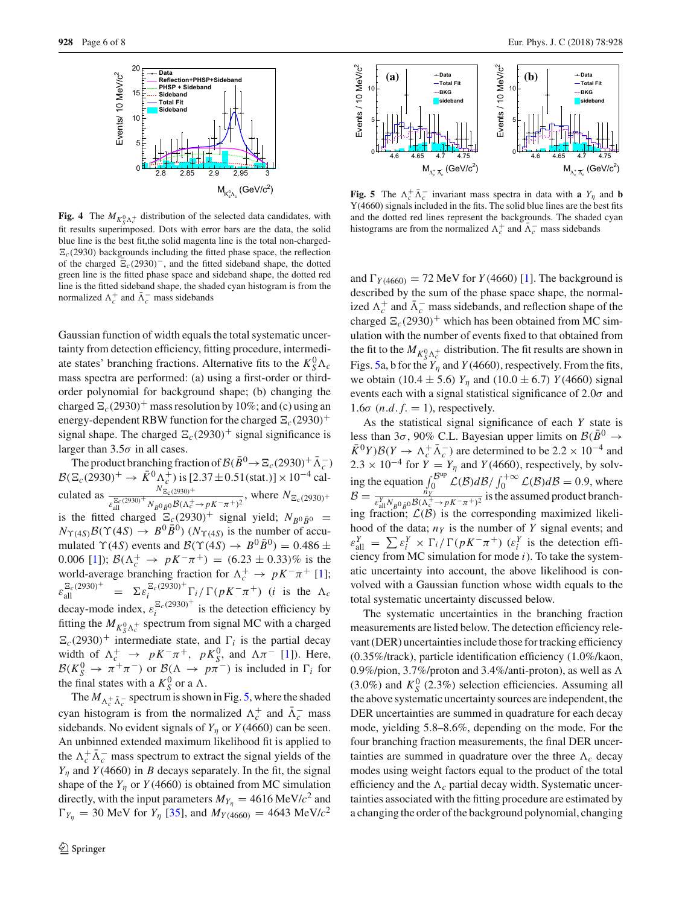**Fig. 4** The $M_{K_S^0\Lambda_c^+}$ distribution of the selected data candidates, with fit results superimposed. Dots with error bars are the data, the solid blue line is the best fit,the solid magenta line is the total non-charged-$\Xi_c(2930)$ backgrounds including the fitted phase space, the reflection of the charged $\bar{\Xi}_c(2930)^-$, and the fitted sideband shape, the dotted green line is the fitted phase space and sideband shape, the dotted red line is the fitted sideband shape, the shaded cyan histogram is from the normalized $\Lambda_c^+$ and $\bar{\Lambda}_c^-$ mass sidebands

**Fig. 5** The $\Lambda_c^+\bar{\Lambda}_c^-$ invariant mass spectra in data with **a** $Y_\eta$ and **b** Y(4660) signals included in the fits. The solid blue lines are the best fits and the dotted red lines represent the backgrounds. The shaded cyan histograms are from the normalized $\Lambda_c^+$ and $\bar{\Lambda}_c^-$ mass sidebands

Gaussian function of width equals the total systematic uncertainty from detection efficiency, fitting procedure, intermediate states' branching fractions. Alternative fits to the $K_S^0\Lambda_c$ mass spectra are performed: (a) using a first-order or third-order polynomial for background shape; (b) changing the charged $\Xi_c(2930)^+$ mass resolution by 10%; and (c) using an energy-dependent RBW function for the charged $\Xi_c(2930)^+$ signal shape. The charged $\Xi_c(2930)^+$ signal significance is larger than $3.5\sigma$ in all cases.

The product branching fraction of $\mathcal{B}(\bar{B}^0 \to \Xi_c(2930)^+\bar{\Lambda}_c^-)$ $\mathcal{B}(\Xi_c(2930)^+ \to \bar{K}^0\Lambda_c^+)$ is $[2.37 \pm 0.51(\text{stat.})] \times 10^{-4}$ calculated as $\frac{N_{\Xi_c(2930)^+}}{\varepsilon_{\text{all}}^{\Xi_c(2930)^+} N_{B^0\bar{B}^0}\mathcal{B}(\Lambda_c^+ \to pK^-\pi^+)^2}$, where $N_{\Xi_c(2930)^+}$ is the fitted charged $\Xi_c(2930)^+$ signal yield; $N_{B^0\bar{B}^0} = N_{\Upsilon(4S)}\mathcal{B}(\Upsilon(4S) \to B^0\bar{B}^0)$ ($N_{\Upsilon(4S)}$ is the number of accumulated $\Upsilon(4S)$ events and $\mathcal{B}(\Upsilon(4S) \to B^0\bar{B}^0) = 0.486 \pm 0.006$ [1]); $\mathcal{B}(\Lambda_c^+ \to pK^-\pi^+) = (6.23 \pm 0.33)\%$ is the world-average branching fraction for $\Lambda_c^+ \to pK^-\pi^+$ [1]; $\varepsilon_{\text{all}}^{\Xi_c(2930)^+} = \Sigma\varepsilon_i^{\Xi_c(2930)^+}\Gamma_i/\Gamma(pK^-\pi^+)$ ($i$ is the $\Lambda_c$ decay-mode index, $\varepsilon_i^{\Xi_c(2930)^+}$ is the detection efficiency by fitting the $M_{K_S^0\Lambda_c^+}$ spectrum from signal MC with a charged $\Xi_c(2930)^+$ intermediate state, and $\Gamma_i$ is the partial decay width of $\Lambda_c^+ \to pK^-\pi^+$, $pK_S^0$, and $\Lambda\pi^-$ [1]). Here, $\mathcal{B}(K_S^0 \to \pi^+\pi^-)$ or $\mathcal{B}(\Lambda \to p\pi^-)$ is included in $\Gamma_i$ for the final states with a $K_S^0$ or a $\Lambda$.

The $M_{\Lambda_c^+\bar{\Lambda}_c^-}$ spectrum is shown in Fig. 5, where the shaded cyan histogram is from the normalized $\Lambda_c^+$ and $\bar{\Lambda}_c^-$ mass sidebands. No evident signals of $Y_\eta$ or $Y(4660)$ can be seen. An unbinned extended maximum likelihood fit is applied to the $\Lambda_c^+\bar{\Lambda}_c^-$ mass spectrum to extract the signal yields of the $Y_\eta$ and $Y(4660)$ in $B$ decays separately. In the fit, the signal shape of the $Y_\eta$ or $Y(4660)$ is obtained from MC simulation directly, with the input parameters $M_{Y_\eta} = 4616$ MeV/$c^2$ and $\Gamma_{Y_\eta} = 30$ MeV for $Y_\eta$ [35], and $M_{Y(4660)} = 4643$ MeV/$c^2$ and $\Gamma_{Y(4660)} = 72$ MeV for $Y(4660)$ [1]. The background is described by the sum of the phase space shape, the normalized $\Lambda_c^+$ and $\bar{\Lambda}_c^-$ mass sidebands, and reflection shape of the charged $\Xi_c(2930)^+$ which has been obtained from MC simulation with the number of events fixed to that obtained from the fit to the $M_{K_S^0\Lambda_c^+}$ distribution. The fit results are shown in Figs. 5a, b for the $Y_\eta$ and $Y(4660)$, respectively. From the fits, we obtain $(10.4 \pm 5.6)$ $Y_\eta$ and $(10.0 \pm 6.7)$ $Y(4660)$ signal events each with a signal statistical significance of $2.0\sigma$ and $1.6\sigma$ $(n.d.f. = 1)$, respectively.

As the statistical signal significance of each $Y$ state is less than $3\sigma$, 90% C.L. Bayesian upper limits on $\mathcal{B}(\bar{B}^0 \to \bar{K}^0 Y)\mathcal{B}(Y \to \Lambda_c^+\bar{\Lambda}_c^-)$ are determined to be $2.2 \times 10^{-4}$ and $2.3 \times 10^{-4}$ for $Y = Y_\eta$ and $Y(4660)$, respectively, by solving the equation $\int_0^{\mathcal{B}^{\text{up}}} \mathcal{L}(\mathcal{B})d\mathcal{B} / \int_0^{+\infty} \mathcal{L}(\mathcal{B})d\mathcal{B} = 0.9$, where $\mathcal{B} = \frac{n_Y}{\varepsilon_{\text{all}}^Y N_{B^0\bar{B}^0}\mathcal{B}(\Lambda_c^+ \to pK^-\pi^+)^2}$ is the assumed product branching fraction; $\mathcal{L}(\mathcal{B})$ is the corresponding maximized likelihood of the data; $n_Y$ is the number of $Y$ signal events; and $\varepsilon_{\text{all}}^Y = \sum \varepsilon_i^Y \times \Gamma_i/\Gamma(pK^-\pi^+)$ ($\varepsilon_i^Y$ is the detection efficiency from MC simulation for mode $i$). To take the systematic uncertainty into account, the above likelihood is convolved with a Gaussian function whose width equals to the total systematic uncertainty discussed below.

The systematic uncertainties in the branching fraction measurements are listed below. The detection efficiency relevant (DER) uncertainties include those for tracking efficiency (0.35%/track), particle identification efficiency (1.0%/kaon, 0.9%/pion, 3.7%/proton and 3.4%/anti-proton), as well as $\Lambda$ (3.0%) and $K_S^0$ (2.3%) selection efficiencies. Assuming all the above systematic uncertainty sources are independent, the DER uncertainties are summed in quadrature for each decay mode, yielding 5.8–8.6%, depending on the mode. For the four branching fraction measurements, the final DER uncertainties are summed in quadrature over the three $\Lambda_c$ decay modes using weight factors equal to the product of the total efficiency and the $\Lambda_c$ partial decay width. Systematic uncertainties associated with the fitting procedure are estimated by a changing the order of the background polynomial, changing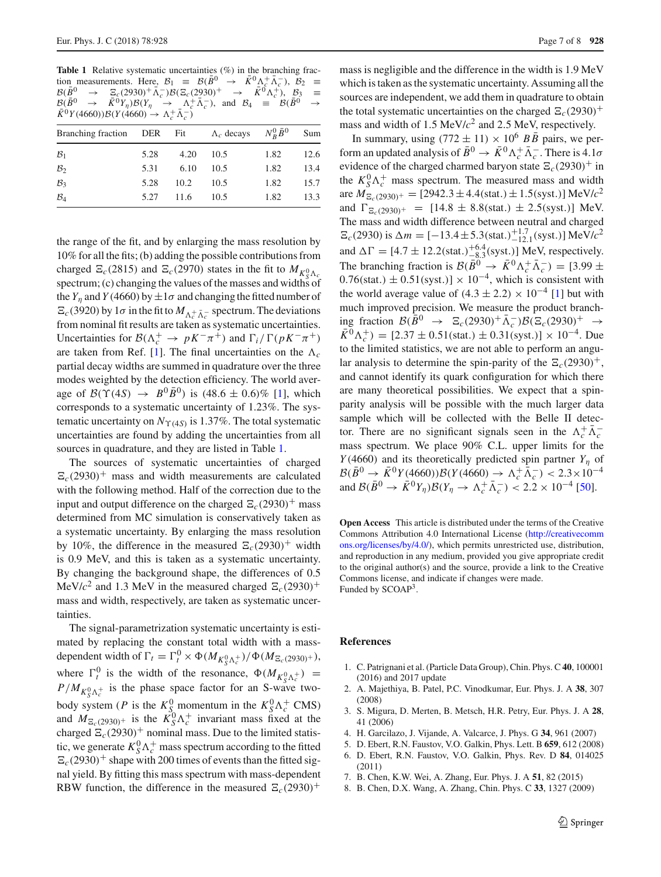**Table 1** Relative systematic uncertainties (%) in the branching fraction measurements. Here, $\mathcal{B}_1 \equiv \mathcal{B}(\bar{B}^0 \to \bar{K}^0\Lambda_c^+\bar{\Lambda}_c^-)$, $\mathcal{B}_2 \equiv \mathcal{B}(\bar{B}^0 \to \Xi_c(2930)^+\bar{\Lambda}_c^-)\mathcal{B}(\Xi_c(2930)^+ \to \bar{K}^0\Lambda_c^+)$, $\mathcal{B}_3 \equiv \mathcal{B}(\bar{B}^0 \to \bar{K}^0 Y_\eta)\mathcal{B}(Y_\eta \to \Lambda_c^+\bar{\Lambda}_c^-)$, and $\mathcal{B}_4 \equiv \mathcal{B}(\bar{B}^0 \to \bar{K}^0 Y(4660))\mathcal{B}(Y(4660) \to \Lambda_c^+\bar{\Lambda}_c^-)$

| Branching fraction | DER | Fit | $\Lambda_c$ decays | $N^0_B\bar{B}^0$ | Sum |
|---|---|---|---|---|---|
| $\mathcal{B}_1$ | 5.28 | 4.20 | 10.5 | 1.82 | 12.6 |
| $\mathcal{B}_2$ | 5.31 | 6.10 | 10.5 | 1.82 | 13.4 |
| $\mathcal{B}_3$ | 5.28 | 10.2 | 10.5 | 1.82 | 15.7 |
| $\mathcal{B}_4$ | 5.27 | 11.6 | 10.5 | 1.82 | 13.3 |

the range of the fit, and by enlarging the mass resolution by 10% for all the fits; (b) adding the possible contributions from charged $\Xi_c(2815)$ and $\Xi_c(2970)$ states in the fit to $M_{K^0_S\Lambda_c}$ spectrum; (c) changing the values of the masses and widths of the $Y_\eta$ and $Y(4660)$ by $\pm 1\sigma$ and changing the fitted number of $\Xi_c(3920)$ by $1\sigma$ in the fit to $M_{\Lambda_c^+\bar{\Lambda}_c^-}$ spectrum. The deviations from nominal fit results are taken as systematic uncertainties. Uncertainties for $\mathcal{B}(\Lambda_c^+ \to pK^-\pi^+)$ and $\Gamma_i/\Gamma(pK^-\pi^+)$ are taken from Ref. [1]. The final uncertainties on the $\Lambda_c$ partial decay widths are summed in quadrature over the three modes weighted by the detection efficiency. The world average of $\mathcal{B}(\Upsilon(4S) \to B^0\bar{B}^0)$ is $(48.6 \pm 0.6)\%$ [1], which corresponds to a systematic uncertainty of 1.23%. The systematic uncertainty on $N_{\Upsilon(4S)}$ is 1.37%. The total systematic uncertainties are found by adding the uncertainties from all sources in quadrature, and they are listed in Table 1.

The sources of systematic uncertainties of charged $\Xi_c(2930)^+$ mass and width measurements are calculated with the following method. Half of the correction due to the input and output difference on the charged $\Xi_c(2930)^+$ mass determined from MC simulation is conservatively taken as a systematic uncertainty. By enlarging the mass resolution by 10%, the difference in the measured $\Xi_c(2930)^+$ width is 0.9 MeV, and this is taken as a systematic uncertainty. By changing the background shape, the differences of 0.5 MeV/$c^2$ and 1.3 MeV in the measured charged $\Xi_c(2930)^+$ mass and width, respectively, are taken as systematic uncertainties.

The signal-parametrization systematic uncertainty is estimated by replacing the constant total width with a mass-dependent width of $\Gamma_t = \Gamma_t^0 \times \Phi(M_{K^0_S\Lambda_c^+})/\Phi(M_{\Xi_c(2930)^+})$, where $\Gamma_t^0$ is the width of the resonance, $\Phi(M_{K^0_S\Lambda_c^+}) = P/M_{K^0_S\Lambda_c^+}$ is the phase space factor for an S-wave two-body system ($P$ is the $K^0_S$ momentum in the $K^0_S\Lambda_c^+$ CMS) and $M_{\Xi_c(2930)^+}$ is the $K^0_S\Lambda_c^+$ invariant mass fixed at the charged $\Xi_c(2930)^+$ nominal mass. Due to the limited statistic, we generate $K^0_S\Lambda_c^+$ mass spectrum according to the fitted $\Xi_c(2930)^+$ shape with 200 times of events than the fitted signal yield. By fitting this mass spectrum with mass-dependent RBW function, the difference in the measured $\Xi_c(2930)^+$ mass is negligible and the difference in the width is 1.9 MeV which is taken as the systematic uncertainty. Assuming all the sources are independent, we add them in quadrature to obtain the total systematic uncertainties on the charged $\Xi_c(2930)^+$ mass and width of 1.5 MeV/$c^2$ and 2.5 MeV, respectively.

In summary, using $(772 \pm 11) \times 10^6$ $B\bar{B}$ pairs, we perform an updated analysis of $\bar{B}^0 \to \bar{K}^0\Lambda_c^+\bar{\Lambda}_c^-$. There is $4.1\sigma$ evidence of the charged charmed baryon state $\Xi_c(2930)^+$ in the $K^0_S\Lambda_c^+$ mass spectrum. The measured mass and width are $M_{\Xi_c(2930)^+} = [2942.3 \pm 4.4(\text{stat.}) \pm 1.5(\text{syst.})]$ MeV/$c^2$ and $\Gamma_{\Xi_c(2930)^+} = [14.8 \pm 8.8(\text{stat.}) \pm 2.5(\text{syst.})]$ MeV. The mass and width difference between neutral and charged $\Xi_c(2930)$ is $\Delta m = [-13.4 \pm 5.3(\text{stat.})^{+1.7}_{-12.1}(\text{syst.})]$ MeV/$c^2$ and $\Delta\Gamma = [4.7 \pm 12.2(\text{stat.})^{+6.4}_{-8.3}(\text{syst.})]$ MeV, respectively. The branching fraction is $\mathcal{B}(\bar{B}^0 \to \bar{K}^0\Lambda_c^+\bar{\Lambda}_c^-) = [3.99 \pm 0.76(\text{stat.}) \pm 0.51(\text{syst.})] \times 10^{-4}$, which is consistent with the world average value of $(4.3 \pm 2.2) \times 10^{-4}$ [1] but with much improved precision. We measure the product branching fraction $\mathcal{B}(\bar{B}^0 \to \Xi_c(2930)^+\bar{\Lambda}_c^-)\mathcal{B}(\Xi_c(2930)^+ \to \bar{K}^0\Lambda_c^+) = [2.37 \pm 0.51(\text{stat.}) \pm 0.31(\text{syst.})] \times 10^{-4}$. Due to the limited statistics, we are not able to perform an angular analysis to determine the spin-parity of the $\Xi_c(2930)^+$, and cannot identify its quark configuration for which there are many theoretical possibilities. We expect that a spin-parity analysis will be possible with the much larger data sample which will be collected with the Belle II detector. There are no significant signals seen in the $\Lambda_c^+\bar{\Lambda}_c^-$ mass spectrum. We place 90% C.L. upper limits for the $Y(4660)$ and its theoretically predicted spin partner $Y_\eta$ of $\mathcal{B}(\bar{B}^0 \to \bar{K}^0 Y(4660))\mathcal{B}(Y(4660) \to \Lambda_c^+\bar{\Lambda}_c^-) < 2.3 \times 10^{-4}$ and $\mathcal{B}(\bar{B}^0 \to \bar{K}^0 Y_\eta)\mathcal{B}(Y_\eta \to \Lambda_c^+\bar{\Lambda}_c^-) < 2.2 \times 10^{-4}$ [50].

**Open Access** This article is distributed under the terms of the Creative Commons Attribution 4.0 International License (http://creativecommons.org/licenses/by/4.0/), which permits unrestricted use, distribution, and reproduction in any medium, provided you give appropriate credit to the original author(s) and the source, provide a link to the Creative Commons license, and indicate if changes were made.
Funded by SCOAP[3].

## References

1. C. Patrignani et al. (Particle Data Group), Chin. Phys. C **40**, 100001 (2016) and 2017 update
2. A. Majethiya, B. Patel, P.C. Vinodkumar, Eur. Phys. J. A **38**, 307 (2008)
3. S. Migura, D. Merten, B. Metsch, H.R. Petry, Eur. Phys. J. A **28**, 41 (2006)
4. H. Garcilazo, J. Vijande, A. Valcarce, J. Phys. G **34**, 961 (2007)
5. D. Ebert, R.N. Faustov, V.O. Galkin, Phys. Lett. B **659**, 612 (2008)
6. D. Ebert, R.N. Faustov, V.O. Galkin, Phys. Rev. D **84**, 014025 (2011)
7. B. Chen, K.W. Wei, A. Zhang, Eur. Phys. J. A **51**, 82 (2015)
8. B. Chen, D.X. Wang, A. Zhang, Chin. Phys. C **33**, 1327 (2009)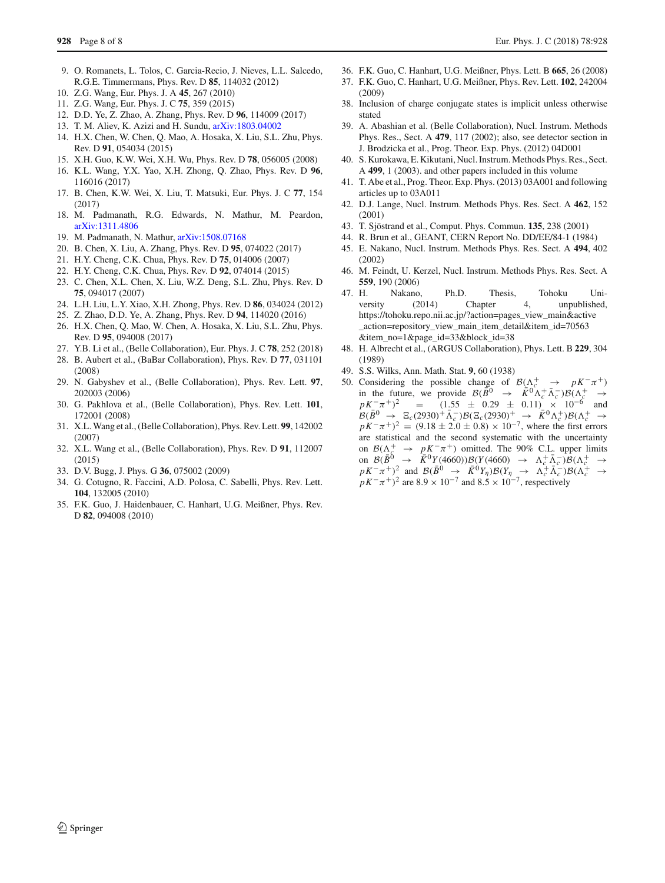9. O. Romanets, L. Tolos, C. Garcia-Recio, J. Nieves, L.L. Salcedo, R.G.E. Timmermans, Phys. Rev. D **85**, 114032 (2012)
10. Z.G. Wang, Eur. Phys. J. A **45**, 267 (2010)
11. Z.G. Wang, Eur. Phys. J. C **75**, 359 (2015)
12. D.D. Ye, Z. Zhao, A. Zhang, Phys. Rev. D **96**, 114009 (2017)
13. T. M. Aliev, K. Azizi and H. Sundu, arXiv:1803.04002
14. H.X. Chen, W. Chen, Q. Mao, A. Hosaka, X. Liu, S.L. Zhu, Phys. Rev. D **91**, 054034 (2015)
15. X.H. Guo, K.W. Wei, X.H. Wu, Phys. Rev. D **78**, 056005 (2008)
16. K.L. Wang, Y.X. Yao, X.H. Zhong, Q. Zhao, Phys. Rev. D **96**, 116016 (2017)
17. B. Chen, K.W. Wei, X. Liu, T. Matsuki, Eur. Phys. J. C **77**, 154 (2017)
18. M. Padmanath, R.G. Edwards, N. Mathur, M. Peardon, arXiv:1311.4806
19. M. Padmanath, N. Mathur, arXiv:1508.07168
20. B. Chen, X. Liu, A. Zhang, Phys. Rev. D **95**, 074022 (2017)
21. H.Y. Cheng, C.K. Chua, Phys. Rev. D **75**, 014006 (2007)
22. H.Y. Cheng, C.K. Chua, Phys. Rev. D **92**, 074014 (2015)
23. C. Chen, X.L. Chen, X. Liu, W.Z. Deng, S.L. Zhu, Phys. Rev. D **75**, 094017 (2007)
24. L.H. Liu, L.Y. Xiao, X.H. Zhong, Phys. Rev. D **86**, 034024 (2012)
25. Z. Zhao, D.D. Ye, A. Zhang, Phys. Rev. D **94**, 114020 (2016)
26. H.X. Chen, Q. Mao, W. Chen, A. Hosaka, X. Liu, S.L. Zhu, Phys. Rev. D **95**, 094008 (2017)
27. Y.B. Li et al., (Belle Collaboration), Eur. Phys. J. C **78**, 252 (2018)
28. B. Aubert et al., (BaBar Collaboration), Phys. Rev. D **77**, 031101 (2008)
29. N. Gabyshev et al., (Belle Collaboration), Phys. Rev. Lett. **97**, 202003 (2006)
30. G. Pakhlova et al., (Belle Collaboration), Phys. Rev. Lett. **101**, 172001 (2008)
31. X.L. Wang et al., (Belle Collaboration), Phys. Rev. Lett. **99**, 142002 (2007)
32. X.L. Wang et al., (Belle Collaboration), Phys. Rev. D **91**, 112007 (2015)
33. D.V. Bugg, J. Phys. G **36**, 075002 (2009)
34. G. Cotugno, R. Faccini, A.D. Polosa, C. Sabelli, Phys. Rev. Lett. **104**, 132005 (2010)
35. F.K. Guo, J. Haidenbauer, C. Hanhart, U.G. Meißner, Phys. Rev. D **82**, 094008 (2010)
36. F.K. Guo, C. Hanhart, U.G. Meißner, Phys. Lett. B **665**, 26 (2008)
37. F.K. Guo, C. Hanhart, U.G. Meißner, Phys. Rev. Lett. **102**, 242004 (2009)
38. Inclusion of charge conjugate states is implicit unless otherwise stated
39. A. Abashian et al. (Belle Collaboration), Nucl. Instrum. Methods Phys. Res., Sect. A **479**, 117 (2002); also, see detector section in J. Brodzicka et al., Prog. Theor. Exp. Phys. (2012) 04D001
40. S. Kurokawa, E. Kikutani, Nucl. Instrum. Methods Phys. Res., Sect. A **499**, 1 (2003). and other papers included in this volume
41. T. Abe et al., Prog. Theor. Exp. Phys. (2013) 03A001 and following articles up to 03A011
42. D.J. Lange, Nucl. Instrum. Methods Phys. Res. Sect. A **462**, 152 (2001)
43. T. Sjöstrand et al., Comput. Phys. Commun. **135**, 238 (2001)
44. R. Brun et al., GEANT, CERN Report No. DD/EE/84-1 (1984)
45. E. Nakano, Nucl. Instrum. Methods Phys. Res. Sect. A **494**, 402 (2002)
46. M. Feindt, U. Kerzel, Nucl. Instrum. Methods Phys. Res. Sect. A **559**, 190 (2006)
47. H. Nakano, Ph.D. Thesis, Tohoku University (2014) Chapter 4, unpublished, https://tohoku.repo.nii.ac.jp/?action=pages_view_main&active_action=repository_view_main_item_detail&item_id=70563&item_no=1&page_id=33&block_id=38
48. H. Albrecht et al., (ARGUS Collaboration), Phys. Lett. B **229**, 304 (1989)
49. S.S. Wilks, Ann. Math. Stat. **9**, 60 (1938)
50. Considering the possible change of $\mathcal{B}(\Lambda_c^+ \to pK^-\pi^+)$ in the future, we provide $\mathcal{B}(\bar{B}^0 \to \bar{K}^0\Lambda_c^+\bar{\Lambda}_c^-)\mathcal{B}(\Lambda_c^+ \to pK^-\pi^+)^2 = (1.55 \pm 0.29 \pm 0.11) \times 10^{-6}$ and $\mathcal{B}(\bar{B}^0 \to \Xi_c(2930)^+\bar{\Lambda}_c^-)\mathcal{B}(\Xi_c(2930)^+ \to \bar{K}^0\Lambda_c^+)\mathcal{B}(\Lambda_c^+ \to pK^-\pi^+)^2 = (9.18 \pm 2.0 \pm 0.8) \times 10^{-7}$, where the first errors are statistical and the second systematic with the uncertainty on $\mathcal{B}(\Lambda_c^+ \to pK^-\pi^+)$ omitted. The 90% C.L. upper limits on $\mathcal{B}(\bar{B}^0 \to \bar{K}^0Y(4660))\mathcal{B}(Y(4660) \to \Lambda_c^+\bar{\Lambda}_c^-)\mathcal{B}(\Lambda_c^+ \to pK^-\pi^+)^2$ and $\mathcal{B}(\bar{B}^0 \to \bar{K}^0Y_\eta)\mathcal{B}(Y_\eta \to \Lambda_c^+\bar{\Lambda}_c^-)\mathcal{B}(\Lambda_c^+ \to pK^-\pi^+)^2$ are $8.9 \times 10^{-7}$ and $8.5 \times 10^{-7}$, respectively